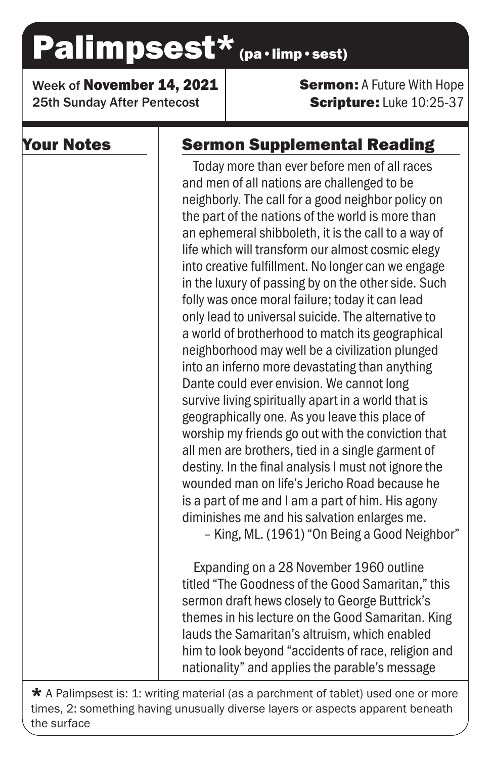# Palimpsest* (pa•limp•sest)

Week of **November 14, 2021**
25th Sunday After Pentecost

**Sermon:** A Future With Hope
**Scripture:** Luke 10:25-37

## Your Notes

## Sermon Supplemental Reading

Today more than ever before men of all races and men of all nations are challenged to be neighborly. The call for a good neighbor policy on the part of the nations of the world is more than an ephemeral shibboleth, it is the call to a way of life which will transform our almost cosmic elegy into creative fulfillment. No longer can we engage in the luxury of passing by on the other side. Such folly was once moral failure; today it can lead only lead to universal suicide. The alternative to a world of brotherhood to match its geographical neighborhood may well be a civilization plunged into an inferno more devastating than anything Dante could ever envision. We cannot long survive living spiritually apart in a world that is geographically one. As you leave this place of worship my friends go out with the conviction that all men are brothers, tied in a single garment of destiny. In the final analysis I must not ignore the wounded man on life's Jericho Road because he is a part of me and I am a part of him. His agony diminishes me and his salvation enlarges me.

– King, ML. (1961) "On Being a Good Neighbor"

Expanding on a 28 November 1960 outline titled "The Goodness of the Good Samaritan," this sermon draft hews closely to George Buttrick's themes in his lecture on the Good Samaritan. King lauds the Samaritan's altruism, which enabled him to look beyond "accidents of race, religion and nationality" and applies the parable's message

* A Palimpsest is: 1: writing material (as a parchment of tablet) used one or more times, 2: something having unusually diverse layers or aspects apparent beneath the surface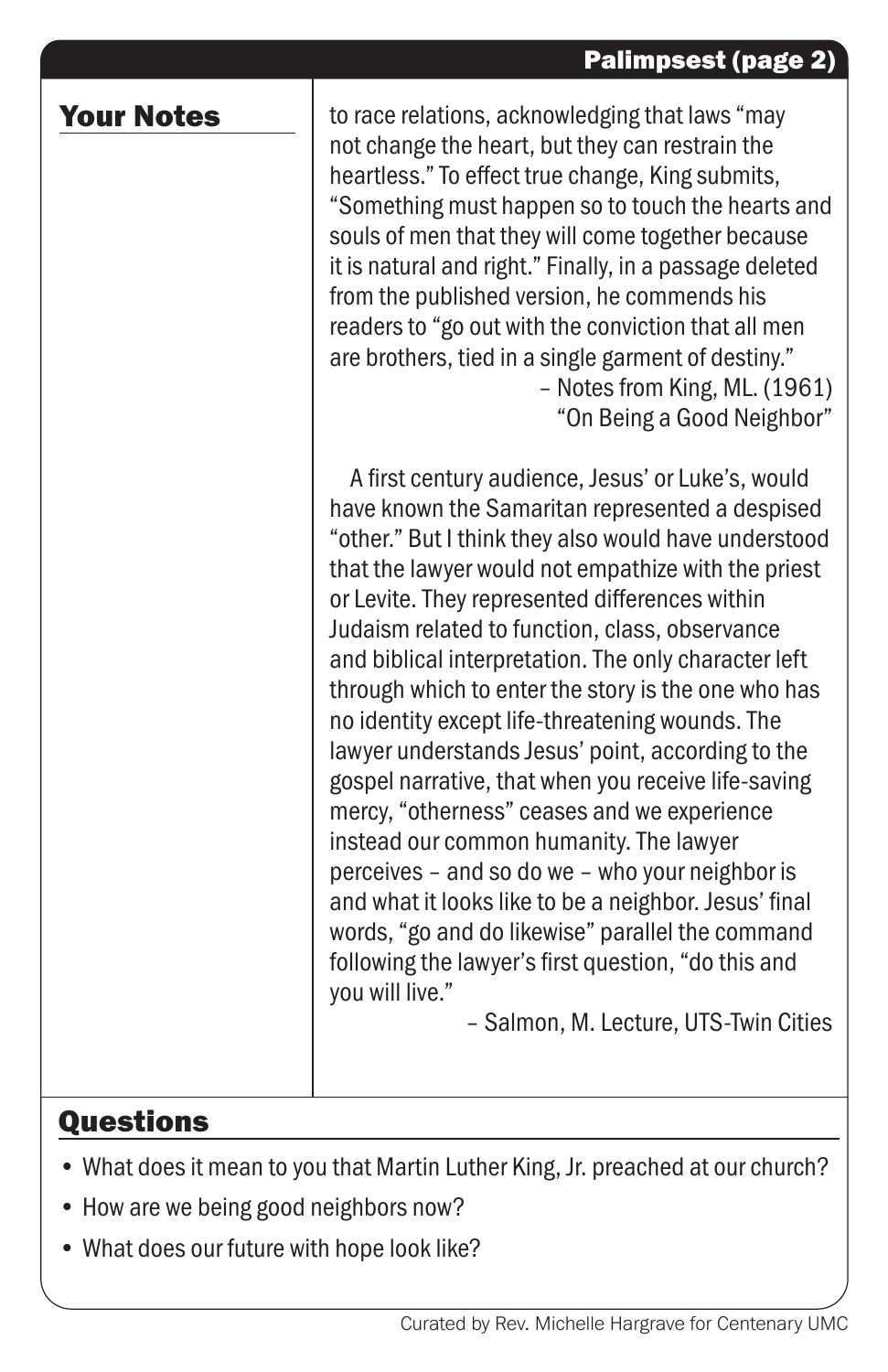## Your Notes

to race relations, acknowledging that laws "may not change the heart, but they can restrain the heartless." To effect true change, King submits, "Something must happen so to touch the hearts and souls of men that they will come together because it is natural and right." Finally, in a passage deleted from the published version, he commends his readers to "go out with the conviction that all men are brothers, tied in a single garment of destiny."

– Notes from King, ML. (1961) "On Being a Good Neighbor"

A first century audience, Jesus' or Luke's, would have known the Samaritan represented a despised "other." But I think they also would have understood that the lawyer would not empathize with the priest or Levite. They represented differences within Judaism related to function, class, observance and biblical interpretation. The only character left through which to enter the story is the one who has no identity except life-threatening wounds. The lawyer understands Jesus' point, according to the gospel narrative, that when you receive life-saving mercy, "otherness" ceases and we experience instead our common humanity. The lawyer perceives – and so do we – who your neighbor is and what it looks like to be a neighbor. Jesus' final words, "go and do likewise" parallel the command following the lawyer's first question, "do this and you will live."

– Salmon, M. Lecture, UTS-Twin Cities

## Questions

- What does it mean to you that Martin Luther King, Jr. preached at our church?
- How are we being good neighbors now?
- What does our future with hope look like?

Curated by Rev. Michelle Hargrave for Centenary UMC